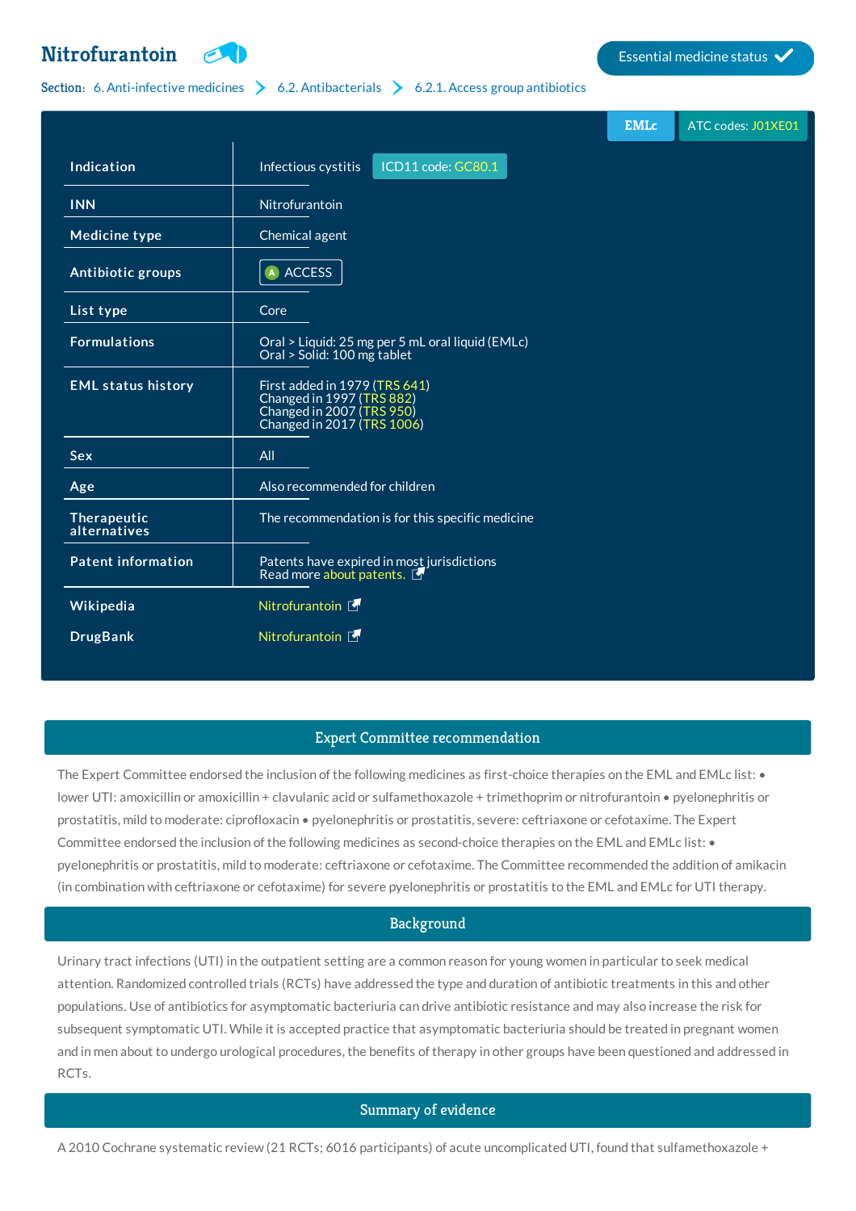# Nitrofurantoin

Essential medicine status ✓

Section: 6. Anti-infective medicines > 6.2. Antibacterials > 6.2.1. Access group antibiotics

EMLc | ATC codes: J01XE01

| | |
|---|---|
| **Indication** | Infectious cystitis ICD11 code: GC80.1 |
| **INN** | Nitrofurantoin |
| **Medicine type** | Chemical agent |
| **Antibiotic groups** | ACCESS |
| **List type** | Core |
| **Formulations** | Oral > Liquid: 25 mg per 5 mL oral liquid (EMLc)<br>Oral > Solid: 100 mg tablet |
| **EML status history** | First added in 1979 (TRS 641)<br>Changed in 1997 (TRS 882)<br>Changed in 2007 (TRS 950)<br>Changed in 2017 (TRS 1006) |
| **Sex** | All |
| **Age** | Also recommended for children |
| **Therapeutic alternatives** | The recommendation is for this specific medicine |
| **Patent information** | Patents have expired in most jurisdictions<br>Read more about patents. |
| **Wikipedia** | Nitrofurantoin |
| **DrugBank** | Nitrofurantoin |

## Expert Committee recommendation

The Expert Committee endorsed the inclusion of the following medicines as first-choice therapies on the EML and EMLc list: • lower UTI: amoxicillin or amoxicillin + clavulanic acid or sulfamethoxazole + trimethoprim or nitrofurantoin • pyelonephritis or prostatitis, mild to moderate: ciprofloxacin • pyelonephritis or prostatitis, severe: ceftriaxone or cefotaxime. The Expert Committee endorsed the inclusion of the following medicines as second-choice therapies on the EML and EMLc list: • pyelonephritis or prostatitis, mild to moderate: ceftriaxone or cefotaxime. The Committee recommended the addition of amikacin (in combination with ceftriaxone or cefotaxime) for severe pyelonephritis or prostatitis to the EML and EMLc for UTI therapy.

## Background

Urinary tract infections (UTI) in the outpatient setting are a common reason for young women in particular to seek medical attention. Randomized controlled trials (RCTs) have addressed the type and duration of antibiotic treatments in this and other populations. Use of antibiotics for asymptomatic bacteriuria can drive antibiotic resistance and may also increase the risk for subsequent symptomatic UTI. While it is accepted practice that asymptomatic bacteriuria should be treated in pregnant women and in men about to undergo urological procedures, the benefits of therapy in other groups have been questioned and addressed in RCTs.

## Summary of evidence

A 2010 Cochrane systematic review (21 RCTs; 6016 participants) of acute uncomplicated UTI, found that sulfamethoxazole +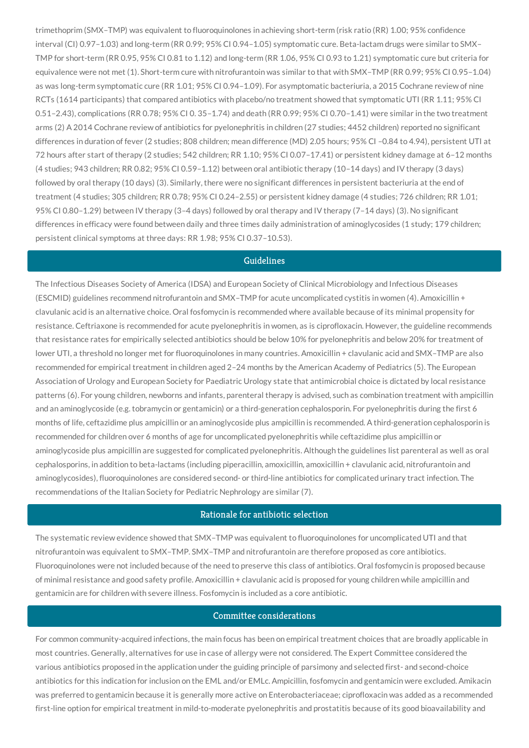trimethoprim (SMX–TMP) was equivalent to fluoroquinolones in achieving short-term (risk ratio (RR) 1.00; 95% confidence interval (CI) 0.97–1.03) and long-term (RR 0.99; 95% CI 0.94–1.05) symptomatic cure. Beta-lactam drugs were similar to SMX–TMP for short-term (RR 0.95, 95% CI 0.81 to 1.12) and long-term (RR 1.06, 95% CI 0.93 to 1.21) symptomatic cure but criteria for equivalence were not met (1). Short-term cure with nitrofurantoin was similar to that with SMX–TMP (RR 0.99; 95% CI 0.95–1.04) as was long-term symptomatic cure (RR 1.01; 95% CI 0.94–1.09). For asymptomatic bacteriuria, a 2015 Cochrane review of nine RCTs (1614 participants) that compared antibiotics with placebo/no treatment showed that symptomatic UTI (RR 1.11; 95% CI 0.51–2.43), complications (RR 0.78; 95% CI 0. 35–1.74) and death (RR 0.99; 95% CI 0.70–1.41) were similar in the two treatment arms (2) A 2014 Cochrane review of antibiotics for pyelonephritis in children (27 studies; 4452 children) reported no significant differences in duration of fever (2 studies; 808 children; mean difference (MD) 2.05 hours; 95% CI –0.84 to 4.94), persistent UTI at 72 hours after start of therapy (2 studies; 542 children; RR 1.10; 95% CI 0.07–17.41) or persistent kidney damage at 6–12 months (4 studies; 943 children; RR 0.82; 95% CI 0.59–1.12) between oral antibiotic therapy (10–14 days) and IV therapy (3 days) followed by oral therapy (10 days) (3). Similarly, there were no significant differences in persistent bacteriuria at the end of treatment (4 studies; 305 children; RR 0.78; 95% CI 0.24–2.55) or persistent kidney damage (4 studies; 726 children; RR 1.01; 95% CI 0.80–1.29) between IV therapy (3–4 days) followed by oral therapy and IV therapy (7–14 days) (3). No significant differences in efficacy were found between daily and three times daily administration of aminoglycosides (1 study; 179 children; persistent clinical symptoms at three days: RR 1.98; 95% CI 0.37–10.53).

## Guidelines

The Infectious Diseases Society of America (IDSA) and European Society of Clinical Microbiology and Infectious Diseases (ESCMID) guidelines recommend nitrofurantoin and SMX–TMP for acute uncomplicated cystitis in women (4). Amoxicillin + clavulanic acid is an alternative choice. Oral fosfomycin is recommended where available because of its minimal propensity for resistance. Ceftriaxone is recommended for acute pyelonephritis in women, as is ciprofloxacin. However, the guideline recommends that resistance rates for empirically selected antibiotics should be below 10% for pyelonephritis and below 20% for treatment of lower UTI, a threshold no longer met for fluoroquinolones in many countries. Amoxicillin + clavulanic acid and SMX–TMP are also recommended for empirical treatment in children aged 2–24 months by the American Academy of Pediatrics (5). The European Association of Urology and European Society for Paediatric Urology state that antimicrobial choice is dictated by local resistance patterns (6). For young children, newborns and infants, parenteral therapy is advised, such as combination treatment with ampicillin and an aminoglycoside (e.g. tobramycin or gentamicin) or a third-generation cephalosporin. For pyelonephritis during the first 6 months of life, ceftazidime plus ampicillin or an aminoglycoside plus ampicillin is recommended. A third-generation cephalosporin is recommended for children over 6 months of age for uncomplicated pyelonephritis while ceftazidime plus ampicillin or aminoglycoside plus ampicillin are suggested for complicated pyelonephritis. Although the guidelines list parenteral as well as oral cephalosporins, in addition to beta-lactams (including piperacillin, amoxicillin, amoxicillin + clavulanic acid, nitrofurantoin and aminoglycosides), fluoroquinolones are considered second- or third-line antibiotics for complicated urinary tract infection. The recommendations of the Italian Society for Pediatric Nephrology are similar (7).

## Rationale for antibiotic selection

The systematic review evidence showed that SMX–TMP was equivalent to fluoroquinolones for uncomplicated UTI and that nitrofurantoin was equivalent to SMX–TMP. SMX–TMP and nitrofurantoin are therefore proposed as core antibiotics. Fluoroquinolones were not included because of the need to preserve this class of antibiotics. Oral fosfomycin is proposed because of minimal resistance and good safety profile. Amoxicillin + clavulanic acid is proposed for young children while ampicillin and gentamicin are for children with severe illness. Fosfomycin is included as a core antibiotic.

## Committee considerations

For common community-acquired infections, the main focus has been on empirical treatment choices that are broadly applicable in most countries. Generally, alternatives for use in case of allergy were not considered. The Expert Committee considered the various antibiotics proposed in the application under the guiding principle of parsimony and selected first- and second-choice antibiotics for this indication for inclusion on the EML and/or EMLc. Ampicillin, fosfomycin and gentamicin were excluded. Amikacin was preferred to gentamicin because it is generally more active on Enterobacteriaceae; ciprofloxacin was added as a recommended first-line option for empirical treatment in mild-to-moderate pyelonephritis and prostatitis because of its good bioavailability and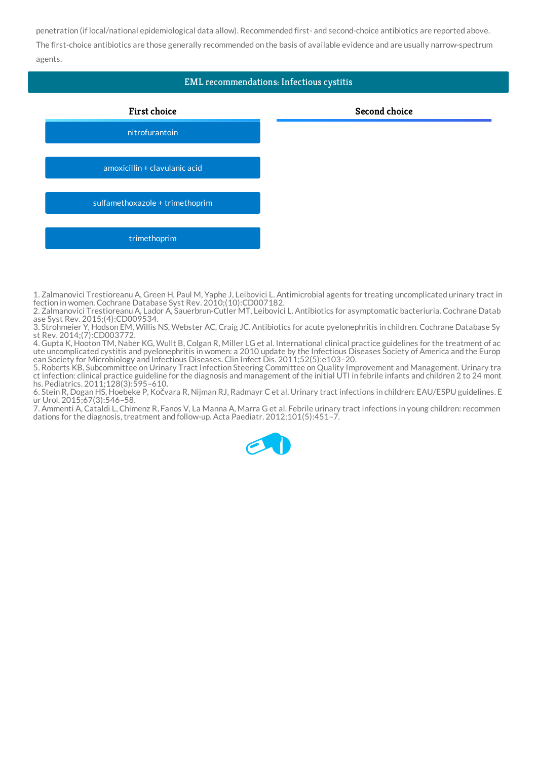penetration (if local/national epidemiological data allow). Recommended first- and second-choice antibiotics are reported above. The first-choice antibiotics are those generally recommended on the basis of available evidence and are usually narrow-spectrum agents.

## EML recommendations: Infectious cystitis

| First choice | Second choice |
|---|---|
| nitrofurantoin | |
| amoxicillin + clavulanic acid | |
| sulfamethoxazole + trimethoprim | |
| trimethoprim | |

1. Zalmanovici Trestioreanu A, Green H, Paul M, Yaphe J, Leibovici L. Antimicrobial agents for treating uncomplicated urinary tract infection in women. Cochrane Database Syst Rev. 2010;(10):CD007182.
2. Zalmanovici Trestioreanu A, Lador A, Sauerbrun-Cutler MT, Leibovici L. Antibiotics for asymptomatic bacteriuria. Cochrane Database Syst Rev. 2015;(4):CD009534.
3. Strohmeier Y, Hodson EM, Willis NS, Webster AC, Craig JC. Antibiotics for acute pyelonephritis in children. Cochrane Database Syst Rev. 2014;(7):CD003772.
4. Gupta K, Hooton TM, Naber KG, Wullt B, Colgan R, Miller LG et al. International clinical practice guidelines for the treatment of acute uncomplicated cystitis and pyelonephritis in women: a 2010 update by the Infectious Diseases Society of America and the European Society for Microbiology and Infectious Diseases. Clin Infect Dis. 2011;52(5):e103–20.
5. Roberts KB, Subcommittee on Urinary Tract Infection Steering Committee on Quality Improvement and Management. Urinary tract infection: clinical practice guideline for the diagnosis and management of the initial UTI in febrile infants and children 2 to 24 months. Pediatrics. 2011;128(3):595–610.
6. Stein R, Dogan HS, Hoebeke P, Kočvara R, Nijman RJ, Radmayr C et al. Urinary tract infections in children: EAU/ESPU guidelines. Eur Urol. 2015;67(3):546–58.
7. Ammenti A, Cataldi L, Chimenz R, Fanos V, La Manna A, Marra G et al. Febrile urinary tract infections in young children: recommendations for the diagnosis, treatment and follow-up. Acta Paediatr. 2012;101(5):451–7.